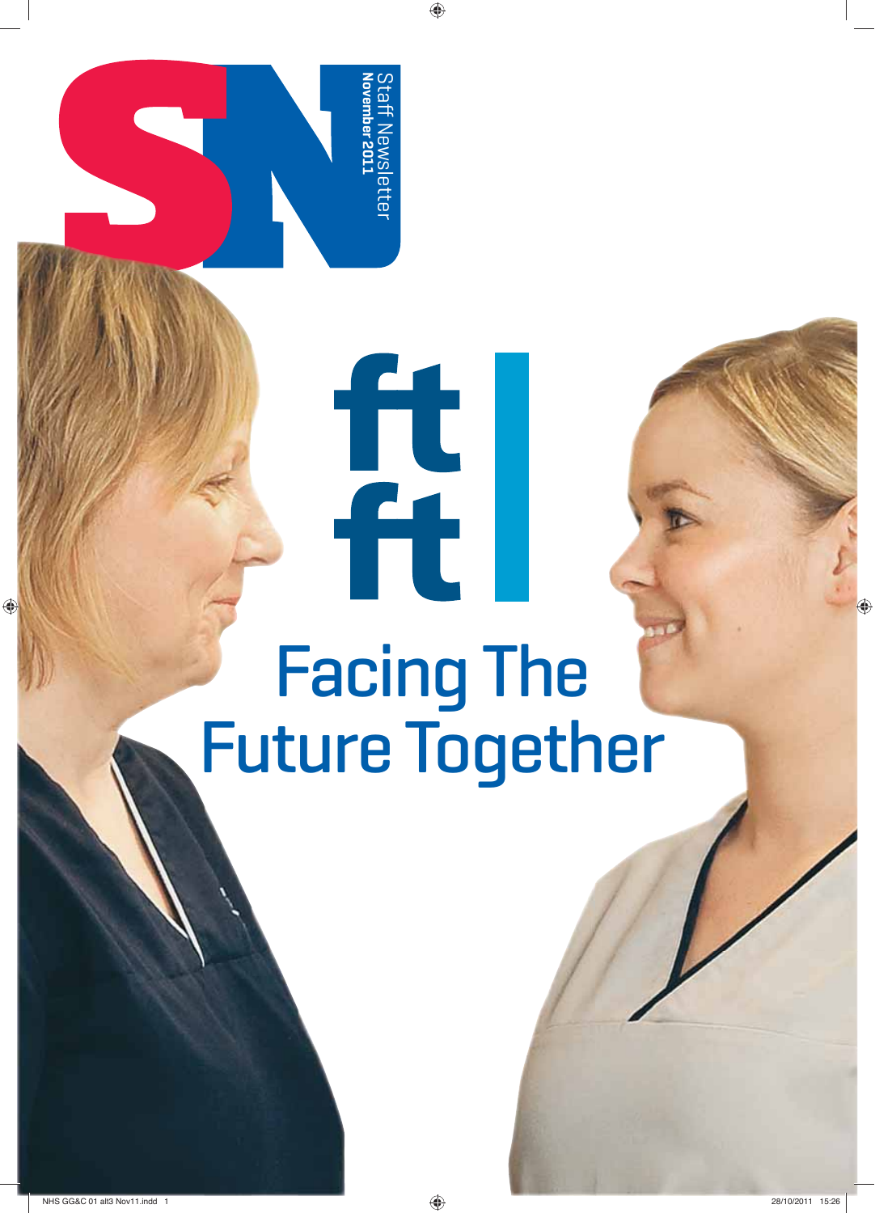# SN

Staff Newsletter
**November 2011**

# ft ft

# Facing The Future Together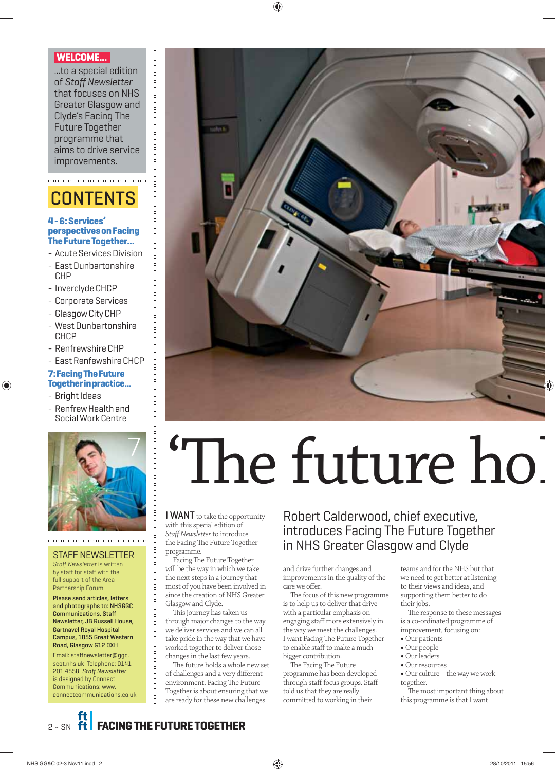**WELCOME...**

...to a special edition of *Staff Newsletter* that focuses on NHS Greater Glasgow and Clyde's Facing The Future Together programme that aims to drive service improvements.

## CONTENTS

**4 - 6: Services' perspectives on Facing The Future Together...**

- Acute Services Division
- East Dunbartonshire CHP
- Inverclyde CHCP
- Corporate Services
- Glasgow City CHP
- West Dunbartonshire CHCP
- Renfrewshire CHP
- East Renfewshire CHCP

**7: Facing The Future Together in practice...**

- Bright Ideas
- Renfrew Health and Social Work Centre

7

**STAFF NEWSLETTER**

*Staff Newsletter* is written by staff for staff with the full support of the Area Partnership Forum

**Please send articles, letters and photographs to: NHSGGC Communications, Staff Newsletter, JB Russell House, Gartnavel Royal Hospital Campus, 1055 Great Western Road, Glasgow G12 0XH**

Email: staffnewsletter@ggc.scot.nhs.uk Telephone: 0141 201 4558. *Staff Newsletter* is designed by Connect Communications: www.connectcommunications.co.uk

# 'The future ho

## Robert Calderwood, chief executive, introduces Facing The Future Together in NHS Greater Glasgow and Clyde

I WANT to take the opportunity with this special edition of *Staff Newsletter* to introduce the Facing The Future Together programme.

Facing The Future Together will be the way in which we take the next steps in a journey that most of you have been involved in since the creation of NHS Greater Glasgow and Clyde.

This journey has taken us through major changes to the way we deliver services and we can all take pride in the way that we have worked together to deliver those changes in the last few years.

The future holds a whole new set of challenges and a very different environment. Facing The Future Together is about ensuring that we are ready for these new challenges and drive further changes and improvements in the quality of the care we offer.

The focus of this new programme is to help us to deliver that drive with a particular emphasis on engaging staff more extensively in the way we meet the challenges. I want Facing The Future Together to enable staff to make a much bigger contribution.

The Facing The Future programme has been developed through staff focus groups. Staff told us that they are really committed to working in their teams and for the NHS but that we need to get better at listening to their views and ideas, and supporting them better to do their jobs.

The response to these messages is a co-ordinated programme of improvement, focusing on:

- Our patients
- Our people
- Our leaders
- Our resources
- Our culture – the way we work together.

The most important thing about this programme is that I want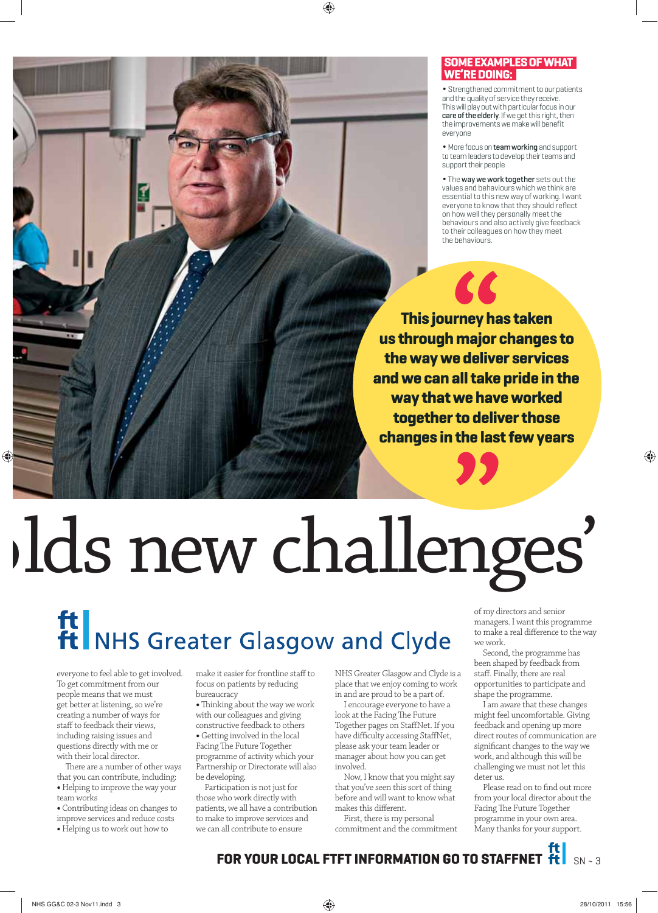## SOME EXAMPLES OF WHAT WE'RE DOING:

- Strengthened commitment to our patients and the quality of service they receive. This will play out with particular focus in our **care of the elderly**. If we get this right, then the improvements we make will benefit everyone
- More focus on **team working** and support to team leaders to develop their teams and support their people
- The **way we work together** sets out the values and behaviours which we think are essential to this new way of working. I want everyone to know that they should reflect on how well they personally meet the behaviours and also actively give feedback to their colleagues on how they meet the behaviours.

> **This journey has taken us through major changes to the way we deliver services and we can all take pride in the way that we have worked together to deliver those changes in the last few years**

# ›lds new challenges'

**NHS Greater Glasgow and Clyde**

everyone to feel able to get involved. To get commitment from our people means that we must get better at listening, so we're creating a number of ways for staff to feedback their views, including raising issues and questions directly with me or with their local director.

There are a number of other ways that you can contribute, including:

- Helping to improve the way your team works
- Contributing ideas on changes to improve services and reduce costs
- Helping us to work out how to make it easier for frontline staff to focus on patients by reducing bureaucracy
- Thinking about the way we work with our colleagues and giving constructive feedback to others
- Getting involved in the local Facing The Future Together programme of activity which your Partnership or Directorate will also be developing.

Participation is not just for those who work directly with patients, we all have a contribution to make to improve services and we can all contribute to ensure NHS Greater Glasgow and Clyde is a place that we enjoy coming to work in and are proud to be a part of.

I encourage everyone to have a look at the Facing The Future Together pages on StaffNet. If you have difficulty accessing StaffNet, please ask your team leader or manager about how you can get involved.

Now, I know that you might say that you've seen this sort of thing before and will want to know what makes this different.

First, there is my personal commitment and the commitment of my directors and senior managers. I want this programme to make a real difference to the way we work.

Second, the programme has been shaped by feedback from staff. Finally, there are real opportunities to participate and shape the programme.

I am aware that these changes might feel uncomfortable. Giving feedback and opening up more direct routes of communication are significant changes to the way we work, and although this will be challenging we must not let this deter us.

Please read on to find out more from your local director about the Facing The Future Together programme in your own area. Many thanks for your support.

**FOR YOUR LOCAL FTFT INFORMATION GO TO STAFFNET**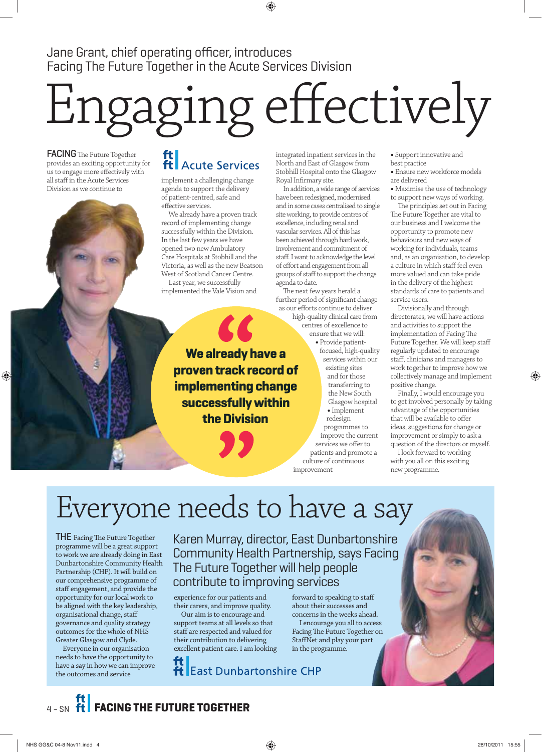Jane Grant, chief operating officer, introduces Facing The Future Together in the Acute Services Division

# Engaging effectively

**FACING** The Future Together provides an exciting opportunity for us to engage more effectively with all staff in the Acute Services Division as we continue to implement a challenging change agenda to support the delivery of patient-centred, safe and effective services.

**ft Acute Services**

We already have a proven track record of implementing change successfully within the Division. In the last few years we have opened two new Ambulatory Care Hospitals at Stobhill and the Victoria, as well as the new Beatson West of Scotland Cancer Centre.

Last year, we successfully implemented the Vale Vision and integrated inpatient services in the North and East of Glasgow from Stobhill Hospital onto the Glasgow Royal Infirmary site.

In addition, a wide range of services have been redesigned, modernised and in some cases centralised to single site working, to provide centres of excellence, including renal and vascular services. All of this has been achieved through hard work, involvement and commitment of staff. I want to acknowledge the level of effort and engagement from all groups of staff to support the change agenda to date.

> **We already have a proven track record of implementing change successfully within the Division**

The next few years herald a further period of significant change as our efforts continue to deliver high-quality clinical care from centres of excellence to ensure that we will:

- Provide patient-focused, high-quality services within our existing sites and for those transferring to the New South Glasgow hospital
- Implement redesign programmes to improve the current services we offer to patients and promote a culture of continuous improvement
- Support innovative and best practice
- Ensure new workforce models are delivered
- Maximise the use of technology to support new ways of working.

The principles set out in Facing The Future Together are vital to our business and I welcome the opportunity to promote new behaviours and new ways of working for individuals, teams and, as an organisation, to develop a culture in which staff feel even more valued and can take pride in the delivery of the highest standards of care to patients and service users.

Divisionally and through directorates, we will have actions and activities to support the implementation of Facing The Future Together. We will keep staff regularly updated to encourage staff, clinicians and managers to work together to improve how we collectively manage and implement positive change.

Finally, I would encourage you to get involved personally by taking advantage of the opportunities that will be available to offer ideas, suggestions for change or improvement or simply to ask a question of the directors or myself.

I look forward to working with you all on this exciting new programme.

# Everyone needs to have a say

Karen Murray, director, East Dunbartonshire Community Health Partnership, says Facing The Future Together will help people contribute to improving services

**THE** Facing The Future Together programme will be a great support to work we are already doing in East Dunbartonshire Community Health Partnership (CHP). It will build on our comprehensive programme of staff engagement, and provide the opportunity for our local work to be aligned with the key leadership, organisational change, staff governance and quality strategy outcomes for the whole of NHS Greater Glasgow and Clyde.

Everyone in our organisation needs to have the opportunity to have a say in how we can improve the outcomes and service experience for our patients and their carers, and improve quality.

Our aim is to encourage and support teams at all levels so that staff are respected and valued for their contribution to delivering excellent patient care. I am looking forward to speaking to staff about their successes and concerns in the weeks ahead.

I encourage you all to access Facing The Future Together on StaffNet and play your part in the programme.

**ft East Dunbartonshire CHP**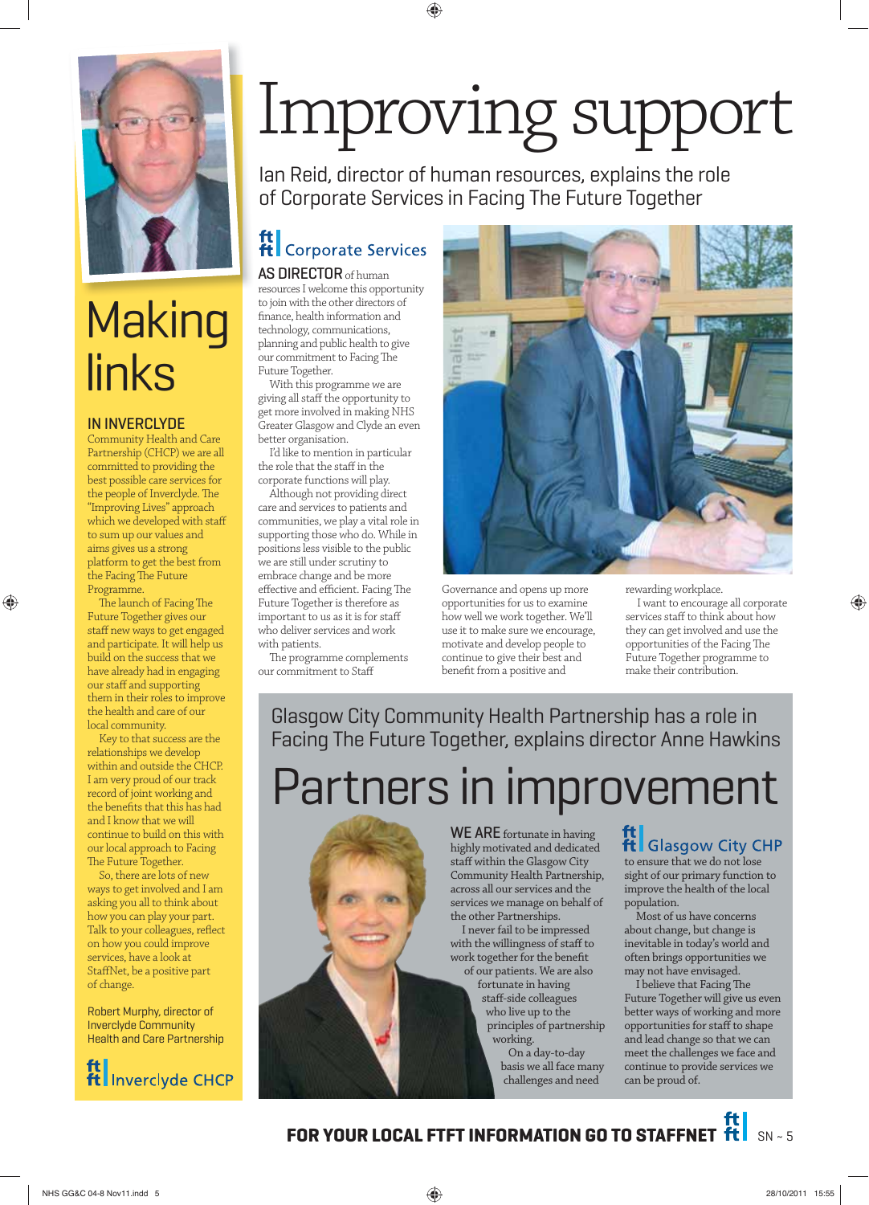# Making links

**IN INVERCLYDE** Community Health and Care Partnership (CHCP) we are all committed to providing the best possible care services for the people of Inverclyde. The "Improving Lives" approach which we developed with staff to sum up our values and aims gives us a strong platform to get the best from the Facing The Future Programme.

The launch of Facing The Future Together gives our staff new ways to get engaged and participate. It will help us build on the success that we have already had in engaging our staff and supporting them in their roles to improve the health and care of our local community.

Key to that success are the relationships we develop within and outside the CHCP. I am very proud of our track record of joint working and the benefits that this has had and I know that we will continue to build on this with our local approach to Facing The Future Together.

So, there are lots of new ways to get involved and I am asking you all to think about how you can play your part. Talk to your colleagues, reflect on how you could improve services, have a look at StaffNet, be a positive part of change.

Robert Murphy, director of Inverclyde Community Health and Care Partnership

ft|ft Inverclyde CHCP

# Improving support

Ian Reid, director of human resources, explains the role of Corporate Services in Facing The Future Together

ft|ft Corporate Services

**AS DIRECTOR** of human resources I welcome this opportunity to join with the other directors of finance, health information and technology, communications, planning and public health to give our commitment to Facing The Future Together.

With this programme we are giving all staff the opportunity to get more involved in making NHS Greater Glasgow and Clyde an even better organisation.

I'd like to mention in particular the role that the staff in the corporate functions will play.

Although not providing direct care and services to patients and communities, we play a vital role in supporting those who do. While in positions less visible to the public we are still under scrutiny to embrace change and be more effective and efficient. Facing The Future Together is therefore as important to us as it is for staff who deliver services and work with patients.

The programme complements our commitment to Staff Governance and opens up more opportunities for us to examine how well we work together. We'll use it to make sure we encourage, motivate and develop people to continue to give their best and benefit from a positive and rewarding workplace.

I want to encourage all corporate services staff to think about how they can get involved and use the opportunities of the Facing The Future Together programme to make their contribution.

Glasgow City Community Health Partnership has a role in Facing The Future Together, explains director Anne Hawkins

# Partners in improvement

**WE ARE** fortunate in having highly motivated and dedicated staff within the Glasgow City Community Health Partnership, across all our services and the services we manage on behalf of the other Partnerships.

I never fail to be impressed with the willingness of staff to work together for the benefit of our patients. We are also fortunate in having staff-side colleagues who live up to the principles of partnership working.

On a day-to-day basis we all face many challenges and need to ensure that we do not lose sight of our primary function to improve the health of the local population.

Most of us have concerns about change, but change is inevitable in today's world and often brings opportunities we may not have envisaged.

I believe that Facing The Future Together will give us even better ways of working and more opportunities for staff to shape and lead change so that we can meet the challenges we face and continue to provide services we can be proud of.

ft|ft Glasgow City CHP

**FOR YOUR LOCAL FTFT INFORMATION GO TO STAFFNET**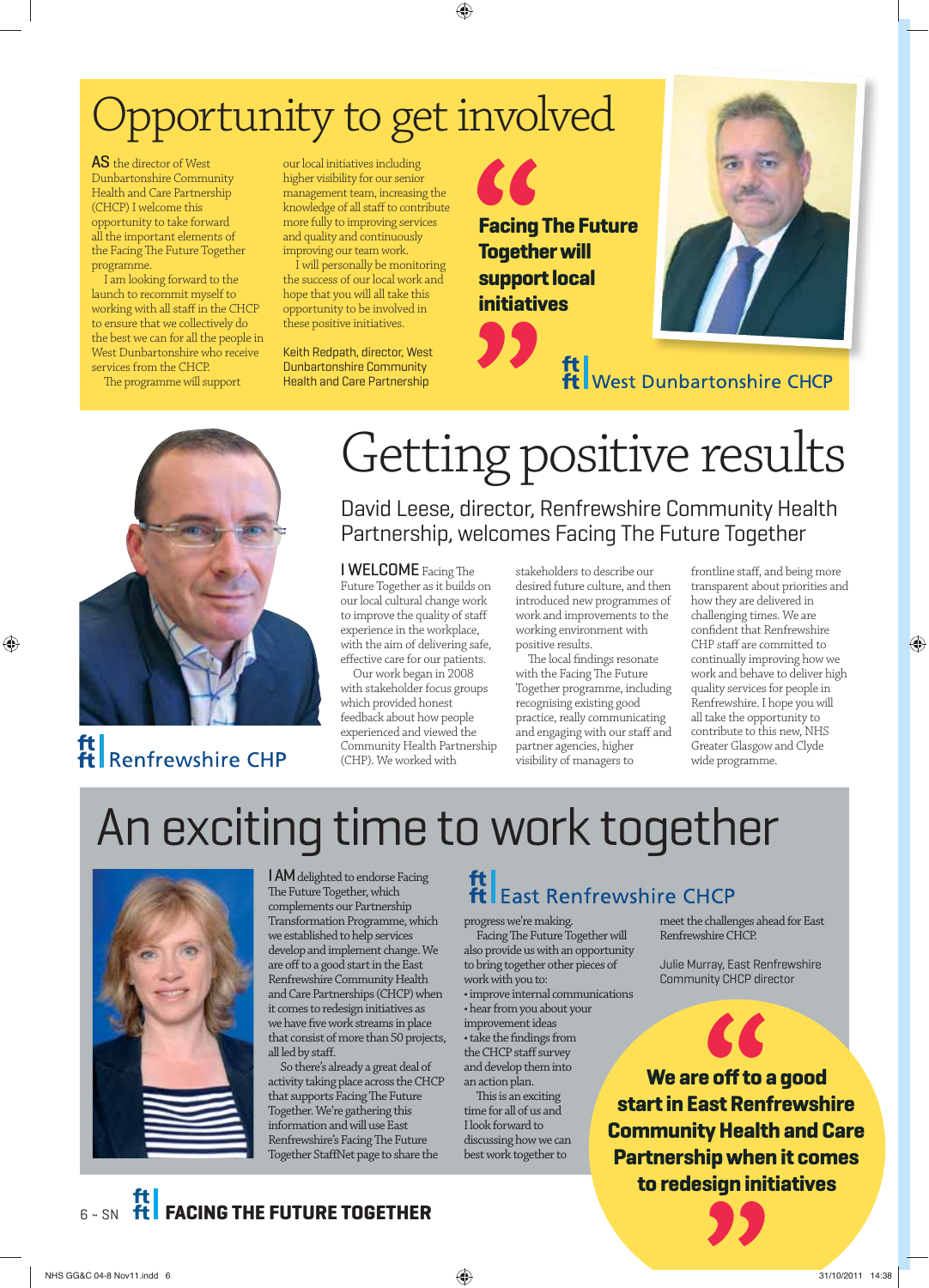# Opportunity to get involved

**AS** the director of West Dunbartonshire Community Health and Care Partnership (CHCP) I welcome this opportunity to take forward all the important elements of the Facing The Future Together programme.

I am looking forward to the launch to recommit myself to working with all staff in the CHCP to ensure that we collectively do the best we can for all the people in West Dunbartonshire who receive services from the CHCP.

The programme will support our local initiatives including higher visibility for our senior management team, increasing the knowledge of all staff to contribute more fully to improving services and quality and continuously improving our team work.

I will personally be monitoring the success of our local work and hope that you will all take this opportunity to be involved in these positive initiatives.

Keith Redpath, director, West Dunbartonshire Community Health and Care Partnership

> **“Facing The Future Together will support local initiatives”**

ft | West Dunbartonshire CHCP

# Getting positive results

## David Leese, director, Renfrewshire Community Health Partnership, welcomes Facing The Future Together

**I WELCOME** Facing The Future Together as it builds on our local cultural change work to improve the quality of staff experience in the workplace, with the aim of delivering safe, effective care for our patients.

Our work began in 2008 with stakeholder focus groups which provided honest feedback about how people experienced and viewed the Community Health Partnership (CHP). We worked with stakeholders to describe our desired future culture, and then introduced new programmes of work and improvements to the working environment with positive results.

The local findings resonate with the Facing The Future Together programme, including recognising existing good practice, really communicating and engaging with our staff and partner agencies, higher visibility of managers to frontline staff, and being more transparent about priorities and how they are delivered in challenging times. We are confident that Renfrewshire CHP staff are committed to continually improving how we work and behave to deliver high quality services for people in Renfrewshire. I hope you will all take the opportunity to contribute to this new, NHS Greater Glasgow and Clyde wide programme.

ft | Renfrewshire CHP

# An exciting time to work together

ft | East Renfrewshire CHCP

**I AM** delighted to endorse Facing The Future Together, which complements our Partnership Transformation Programme, which we established to help services develop and implement change. We are off to a good start in the East Renfrewshire Community Health and Care Partnerships (CHCP) when it comes to redesign initiatives as we have five work streams in place that consist of more than 50 projects, all led by staff.

So there's already a great deal of activity taking place across the CHCP that supports Facing The Future Together. We're gathering this information and will use East Renfrewshire's Facing The Future Together StaffNet page to share the progress we're making.

Facing The Future Together will also provide us with an opportunity to bring together other pieces of work with you to:

- improve internal communications
- hear from you about your improvement ideas
- take the findings from the CHCP staff survey and develop them into an action plan.

This is an exciting time for all of us and I look forward to discussing how we can best work together to meet the challenges ahead for East Renfrewshire CHCP.

Julie Murray, East Renfrewshire Community CHCP director

> **“We are off to a good start in East Renfrewshire Community Health and Care Partnership when it comes to redesign initiatives”**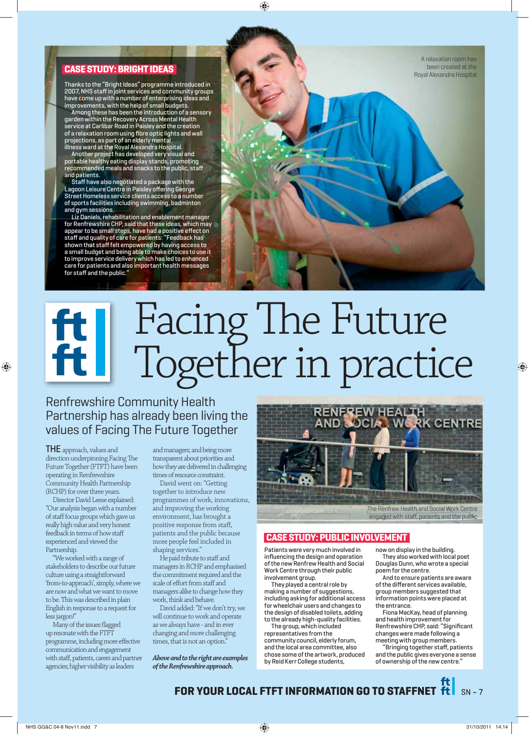## CASE STUDY: BRIGHT IDEAS

Thanks to the "Bright Ideas" programme introduced in 2007, NHS staff in joint services and community groups have come up with a number of enterprising ideas and improvements, with the help of small budgets.

Among these has been the introduction of a sensory garden within the Recovery Across Mental Health service at Carlibar Road in Paisley and the creation of a relaxation room using fibre optic lights and wall projections, as part of an elderly mental illness ward at the Royal Alexandra Hospital.

Another project has developed very visual and portable healthy eating display stands, promoting recommended meals and snacks to the public, staff and patients.

Staff have also negotiated a package with the Lagoon Leisure Centre in Paisley offering George Street Homeless service clients access to a number of sports facilities including swimming, badminton and gym sessions.

Liz Daniels, rehabilitation and enablement manager for Renfrewshire CHP, said that these ideas, which may appear to be small steps, have had a positive effect on staff and quality of care for patients: "Feedback has shown that staff felt empowered by having access to a small budget and being able to make choices to use it to improve service delivery which has led to enhanced care for patients and also important health messages for staff and the public."

A relaxation room has been created at the Royal Alexandra Hospital

# Facing The Future Together in practice

## Renfrewshire Community Health Partnership has already been living the values of Facing The Future Together

THE approach, values and direction underpinning Facing The Future Together (FTFT) have been operating in Renfrewshire Community Health Partnership (RCHP) for over three years.

Director David Leese explained: "Our analysis began with a number of staff focus groups which gave us really high value and very honest feedback in terms of how staff experienced and viewed the Partnership.

"We worked with a range of stakeholders to describe our future culture using a straightforward 'from-to-approach', simply, where we are now and what we want to move to be. This was described in plain English in response to a request for less jargon!"

Many of the issues flagged up resonate with the FTFT programme, including more effective communication and engagement with staff, patients, carers and partner agencies; higher visibility as leaders and managers; and being more transparent about priorities and how they are delivered in challenging times of resource constraint.

David went on: "Getting together to introduce new programmes of work, innovations, and improving the working environment, has brought a positive response from staff, patients and the public because more people feel included in shaping services."

He paid tribute to staff and managers in RCHP and emphasised the commitment required and the scale of effort from staff and managers alike to change how they work, think and behave.

David added: "If we don't try, we will continue to work and operate as we always have - and in ever changing and more challenging times, that is not an option."

*Above and to the right are examples of the Renfrewshire approach.*

The Renfrew Health and Social Work Centre engaged with staff, patients and the public

## CASE STUDY: PUBLIC INVOLVEMENT

Patients were very much involved in influencing the design and operation of the new Renfrew Health and Social Work Centre through their public involvement group.

They played a central role by making a number of suggestions, including asking for additional access for wheelchair users and changes to the design of disabled toilets, adding to the already high-quality facilities.

The group, which included representatives from the community council, elderly forum, and the local area committee, also chose some of the artwork, produced by Reid Kerr College students, now on display in the building.

They also worked with local poet Douglas Dunn, who wrote a special poem for the centre.

And to ensure patients are aware of the different services available, group members suggested that information points were placed at the entrance.

Fiona MacKay, head of planning and health improvement for Renfrewshire CHP, said: "Significant changes were made following a meeting with group members.

"Bringing together staff, patients and the public gives everyone a sense of ownership of the new centre."

**FOR YOUR LOCAL FTFT INFORMATION GO TO STAFFNET**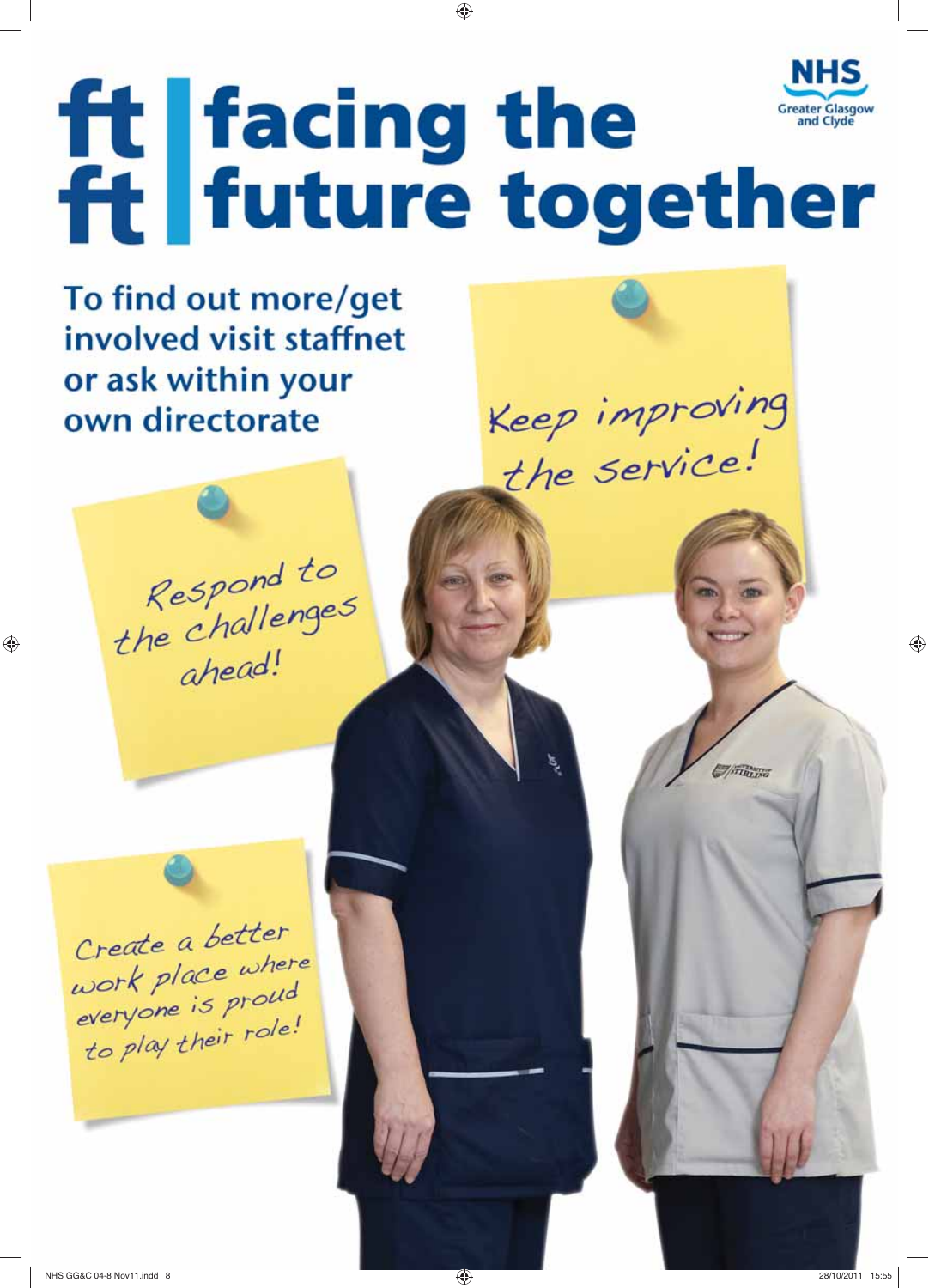# facing the future together

NHS Greater Glasgow and Clyde

**To find out more/get involved visit staffnet or ask within your own directorate**

*Keep improving the service!*

*Respond to the challenges ahead!*

*Create a better work place where everyone is proud to play their role!*